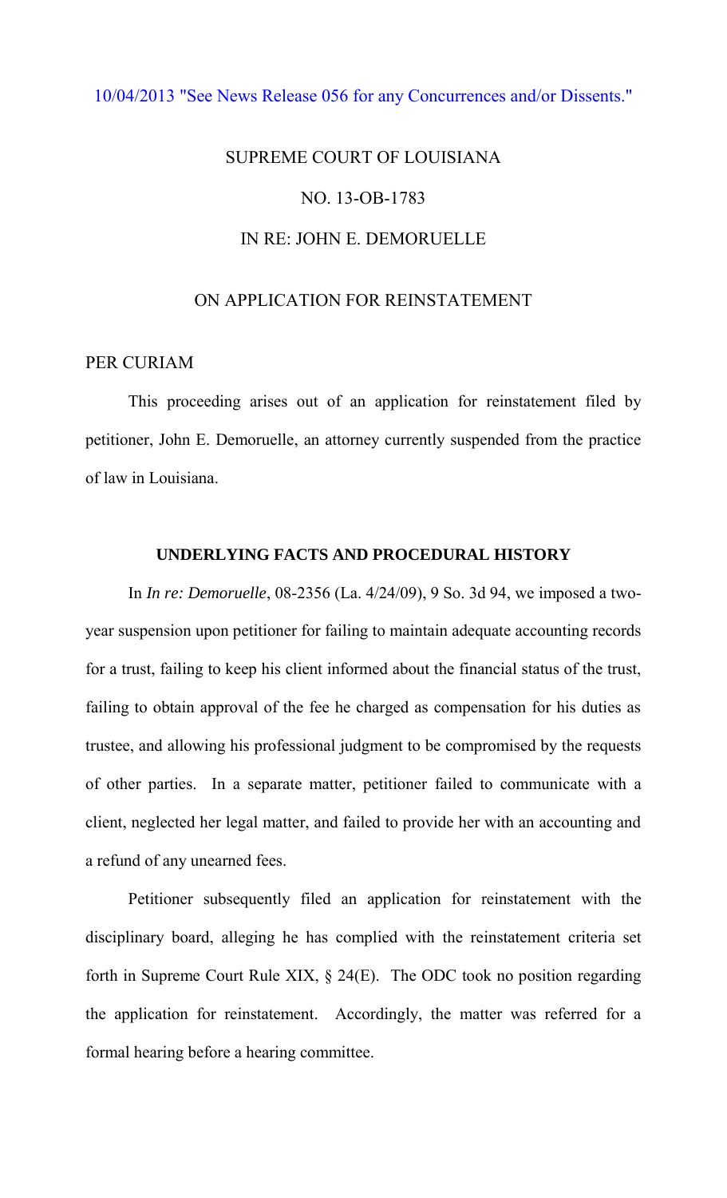10/04/2013 "See News Release 056 for any Concurrences and/or Dissents."

# SUPREME COURT OF LOUISIANA

## NO. 13-OB-1783

## IN RE: JOHN E. DEMORUELLE

## ON APPLICATION FOR REINSTATEMENT

PER CURIAM

This proceeding arises out of an application for reinstatement filed by petitioner, John E. Demoruelle, an attorney currently suspended from the practice of law in Louisiana.

### UNDERLYING FACTS AND PROCEDURAL HISTORY

In *In re: Demoruelle*, 08-2356 (La. 4/24/09), 9 So. 3d 94, we imposed a two-year suspension upon petitioner for failing to maintain adequate accounting records for a trust, failing to keep his client informed about the financial status of the trust, failing to obtain approval of the fee he charged as compensation for his duties as trustee, and allowing his professional judgment to be compromised by the requests of other parties. In a separate matter, petitioner failed to communicate with a client, neglected her legal matter, and failed to provide her with an accounting and a refund of any unearned fees.

Petitioner subsequently filed an application for reinstatement with the disciplinary board, alleging he has complied with the reinstatement criteria set forth in Supreme Court Rule XIX, § 24(E). The ODC took no position regarding the application for reinstatement. Accordingly, the matter was referred for a formal hearing before a hearing committee.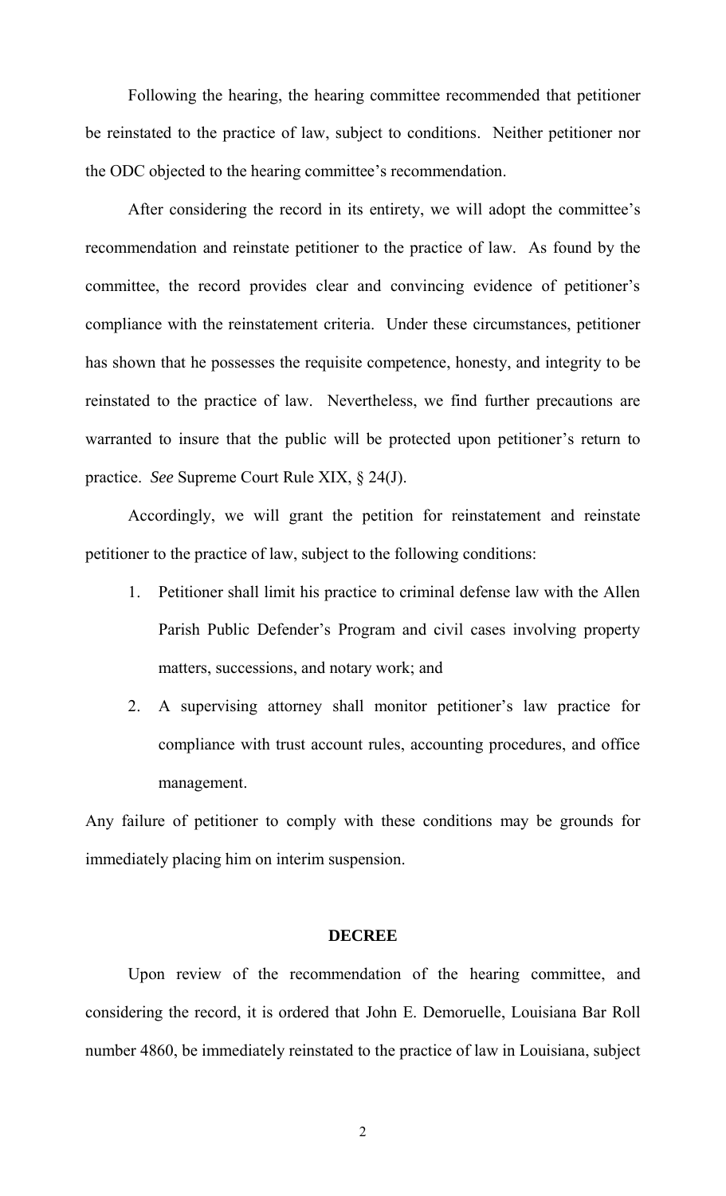Following the hearing, the hearing committee recommended that petitioner be reinstated to the practice of law, subject to conditions. Neither petitioner nor the ODC objected to the hearing committee's recommendation.

After considering the record in its entirety, we will adopt the committee's recommendation and reinstate petitioner to the practice of law. As found by the committee, the record provides clear and convincing evidence of petitioner's compliance with the reinstatement criteria. Under these circumstances, petitioner has shown that he possesses the requisite competence, honesty, and integrity to be reinstated to the practice of law. Nevertheless, we find further precautions are warranted to insure that the public will be protected upon petitioner's return to practice. *See* Supreme Court Rule XIX, § 24(J).

Accordingly, we will grant the petition for reinstatement and reinstate petitioner to the practice of law, subject to the following conditions:

1. Petitioner shall limit his practice to criminal defense law with the Allen Parish Public Defender's Program and civil cases involving property matters, successions, and notary work; and
2. A supervising attorney shall monitor petitioner's law practice for compliance with trust account rules, accounting procedures, and office management.

Any failure of petitioner to comply with these conditions may be grounds for immediately placing him on interim suspension.

## DECREE

Upon review of the recommendation of the hearing committee, and considering the record, it is ordered that John E. Demoruelle, Louisiana Bar Roll number 4860, be immediately reinstated to the practice of law in Louisiana, subject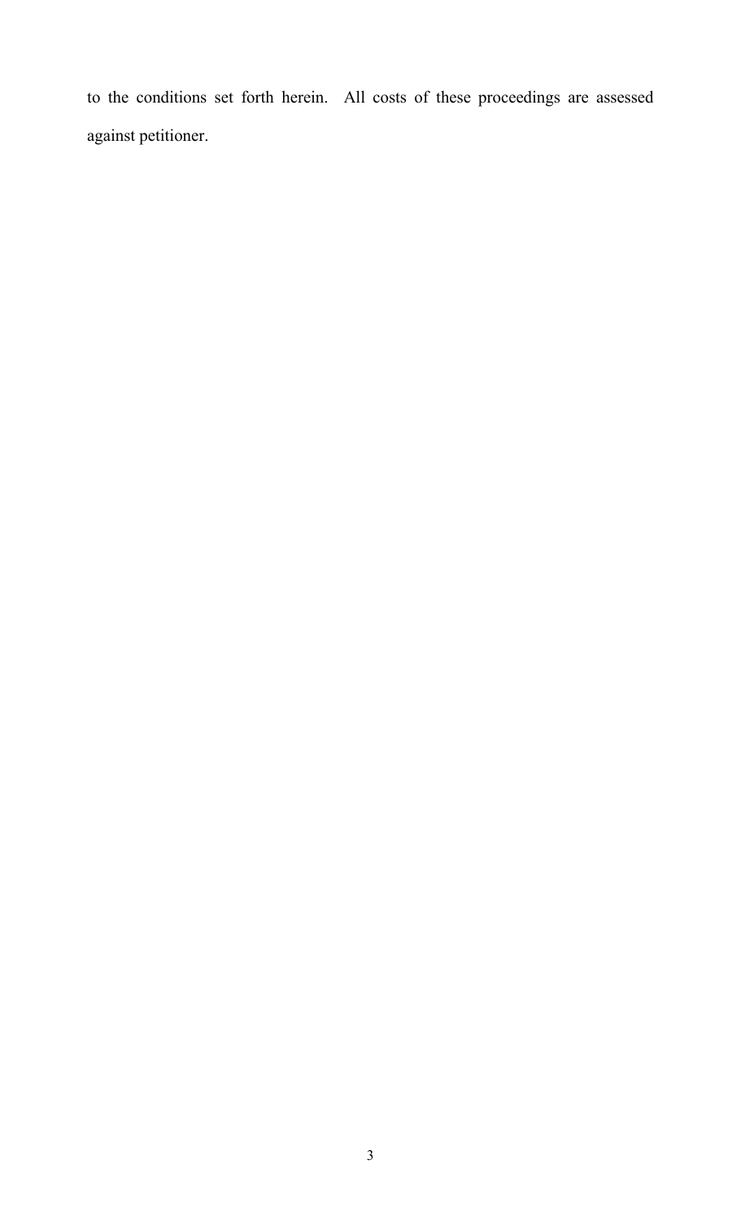to the conditions set forth herein. All costs of these proceedings are assessed against petitioner.